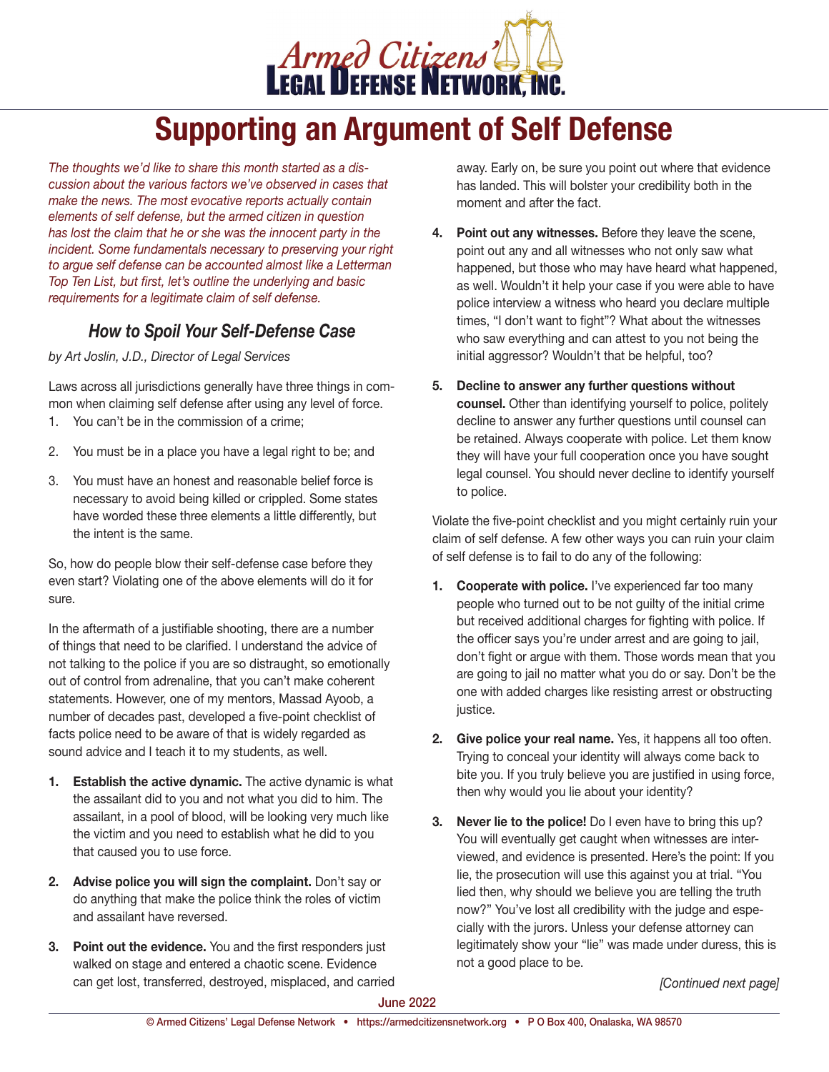# Armed Citizens' Legal Defense Network, Inc.

# Supporting an Argument of Self Defense

*The thoughts we'd like to share this month started as a discussion about the various factors we've observed in cases that make the news. The most evocative reports actually contain elements of self defense, but the armed citizen in question has lost the claim that he or she was the innocent party in the incident. Some fundamentals necessary to preserving your right to argue self defense can be accounted almost like a Letterman Top Ten List, but first, let's outline the underlying and basic requirements for a legitimate claim of self defense.*

## How to Spoil Your Self-Defense Case

*by Art Joslin, J.D., Director of Legal Services*

Laws across all jurisdictions generally have three things in common when claiming self defense after using any level of force.

1. You can't be in the commission of a crime;
2. You must be in a place you have a legal right to be; and
3. You must have an honest and reasonable belief force is necessary to avoid being killed or crippled. Some states have worded these three elements a little differently, but the intent is the same.

So, how do people blow their self-defense case before they even start? Violating one of the above elements will do it for sure.

In the aftermath of a justifiable shooting, there are a number of things that need to be clarified. I understand the advice of not talking to the police if you are so distraught, so emotionally out of control from adrenaline, that you can't make coherent statements. However, one of my mentors, Massad Ayoob, a number of decades past, developed a five-point checklist of facts police need to be aware of that is widely regarded as sound advice and I teach it to my students, as well.

1. **Establish the active dynamic.** The active dynamic is what the assailant did to you and not what you did to him. The assailant, in a pool of blood, will be looking very much like the victim and you need to establish what he did to you that caused you to use force.
2. **Advise police you will sign the complaint.** Don't say or do anything that make the police think the roles of victim and assailant have reversed.
3. **Point out the evidence.** You and the first responders just walked on stage and entered a chaotic scene. Evidence can get lost, transferred, destroyed, misplaced, and carried away. Early on, be sure you point out where that evidence has landed. This will bolster your credibility both in the moment and after the fact.
4. **Point out any witnesses.** Before they leave the scene, point out any and all witnesses who not only saw what happened, but those who may have heard what happened, as well. Wouldn't it help your case if you were able to have police interview a witness who heard you declare multiple times, "I don't want to fight"? What about the witnesses who saw everything and can attest to you not being the initial aggressor? Wouldn't that be helpful, too?
5. **Decline to answer any further questions without counsel.** Other than identifying yourself to police, politely decline to answer any further questions until counsel can be retained. Always cooperate with police. Let them know they will have your full cooperation once you have sought legal counsel. You should never decline to identify yourself to police.

Violate the five-point checklist and you might certainly ruin your claim of self defense. A few other ways you can ruin your claim of self defense is to fail to do any of the following:

1. **Cooperate with police.** I've experienced far too many people who turned out to be not guilty of the initial crime but received additional charges for fighting with police. If the officer says you're under arrest and are going to jail, don't fight or argue with them. Those words mean that you are going to jail no matter what you do or say. Don't be the one with added charges like resisting arrest or obstructing justice.
2. **Give police your real name.** Yes, it happens all too often. Trying to conceal your identity will always come back to bite you. If you truly believe you are justified in using force, then why would you lie about your identity?
3. **Never lie to the police!** Do I even have to bring this up? You will eventually get caught when witnesses are interviewed, and evidence is presented. Here's the point: If you lie, the prosecution will use this against you at trial. "You lied then, why should we believe you are telling the truth now?" You've lost all credibility with the judge and especially with the jurors. Unless your defense attorney can legitimately show your "lie" was made under duress, this is not a good place to be.

*[Continued next page]*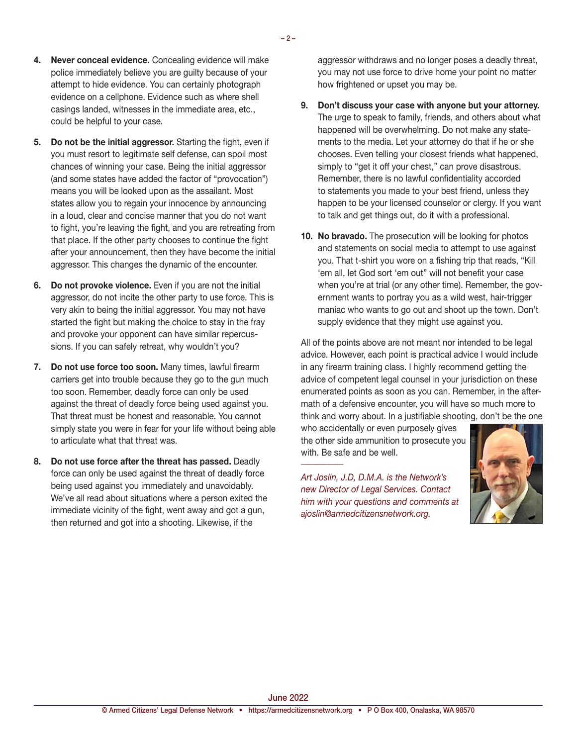4. **Never conceal evidence.** Concealing evidence will make police immediately believe you are guilty because of your attempt to hide evidence. You can certainly photograph evidence on a cellphone. Evidence such as where shell casings landed, witnesses in the immediate area, etc., could be helpful to your case.

5. **Do not be the initial aggressor.** Starting the fight, even if you must resort to legitimate self defense, can spoil most chances of winning your case. Being the initial aggressor (and some states have added the factor of "provocation") means you will be looked upon as the assailant. Most states allow you to regain your innocence by announcing in a loud, clear and concise manner that you do not want to fight, you're leaving the fight, and you are retreating from that place. If the other party chooses to continue the fight after your announcement, then they have become the initial aggressor. This changes the dynamic of the encounter.

6. **Do not provoke violence.** Even if you are not the initial aggressor, do not incite the other party to use force. This is very akin to being the initial aggressor. You may not have started the fight but making the choice to stay in the fray and provoke your opponent can have similar repercussions. If you can safely retreat, why wouldn't you?

7. **Do not use force too soon.** Many times, lawful firearm carriers get into trouble because they go to the gun much too soon. Remember, deadly force can only be used against the threat of deadly force being used against you. That threat must be honest and reasonable. You cannot simply state you were in fear for your life without being able to articulate what that threat was.

8. **Do not use force after the threat has passed.** Deadly force can only be used against the threat of deadly force being used against you immediately and unavoidably. We've all read about situations where a person exited the immediate vicinity of the fight, went away and got a gun, then returned and got into a shooting. Likewise, if the aggressor withdraws and no longer poses a deadly threat, you may not use force to drive home your point no matter how frightened or upset you may be.

9. **Don't discuss your case with anyone but your attorney.** The urge to speak to family, friends, and others about what happened will be overwhelming. Do not make any statements to the media. Let your attorney do that if he or she chooses. Even telling your closest friends what happened, simply to "get it off your chest," can prove disastrous. Remember, there is no lawful confidentiality accorded to statements you made to your best friend, unless they happen to be your licensed counselor or clergy. If you want to talk and get things out, do it with a professional.

10. **No bravado.** The prosecution will be looking for photos and statements on social media to attempt to use against you. That t-shirt you wore on a fishing trip that reads, "Kill 'em all, let God sort 'em out" will not benefit your case when you're at trial (or any other time). Remember, the government wants to portray you as a wild west, hair-trigger maniac who wants to go out and shoot up the town. Don't supply evidence that they might use against you.

All of the points above are not meant nor intended to be legal advice. However, each point is practical advice I would include in any firearm training class. I highly recommend getting the advice of competent legal counsel in your jurisdiction on these enumerated points as soon as you can. Remember, in the aftermath of a defensive encounter, you will have so much more to think and worry about. In a justifiable shooting, don't be the one who accidentally or even purposely gives the other side ammunition to prosecute you with. Be safe and be well.

---

*Art Joslin, J.D, D.M.A. is the Network's new Director of Legal Services. Contact him with your questions and comments at ajoslin@armedcitizensnetwork.org.*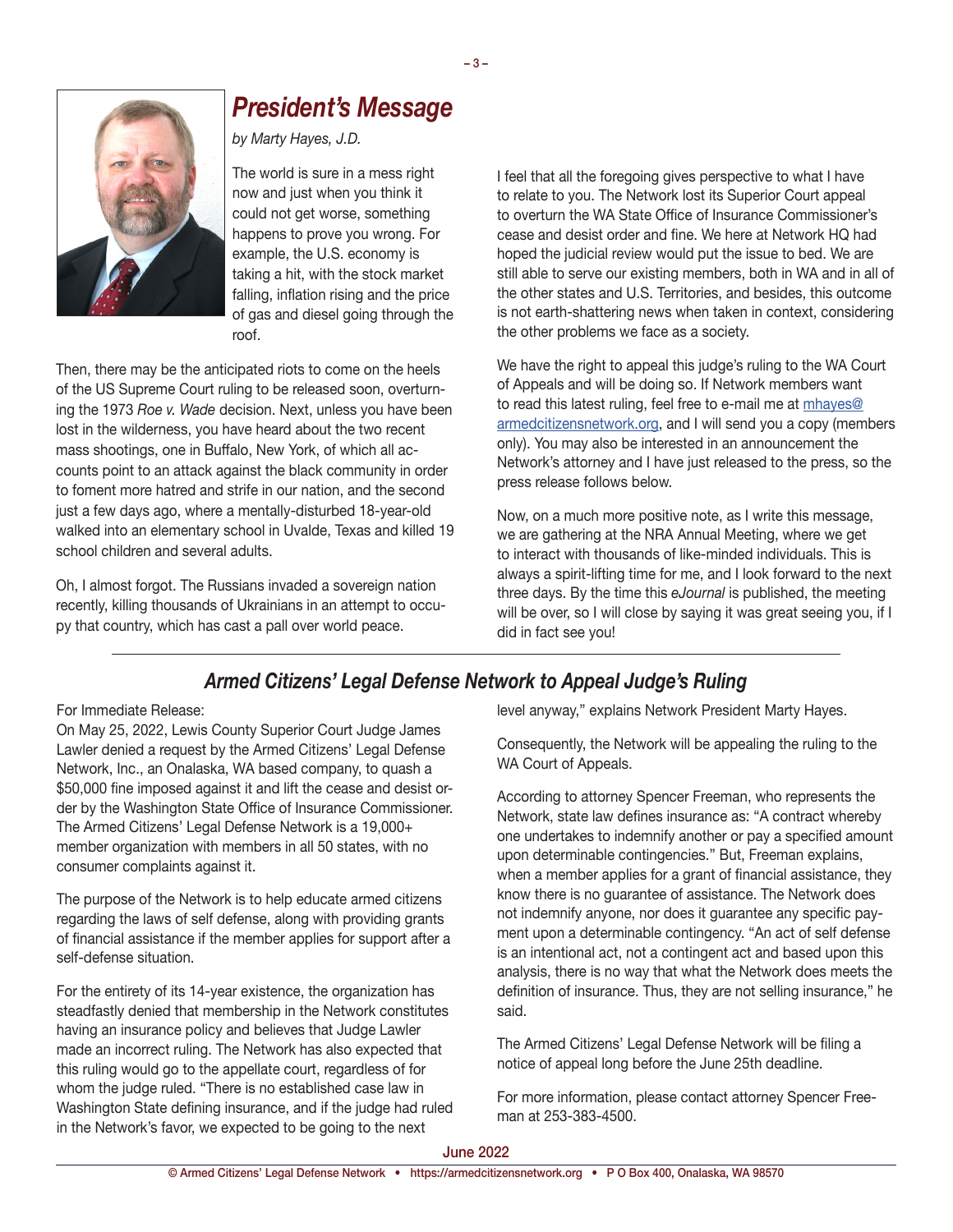## *President's Message*

*by Marty Hayes, J.D.*

The world is sure in a mess right now and just when you think it could not get worse, something happens to prove you wrong. For example, the U.S. economy is taking a hit, with the stock market falling, inflation rising and the price of gas and diesel going through the roof.

Then, there may be the anticipated riots to come on the heels of the US Supreme Court ruling to be released soon, overturning the 1973 *Roe v. Wade* decision. Next, unless you have been lost in the wilderness, you have heard about the two recent mass shootings, one in Buffalo, New York, of which all accounts point to an attack against the black community in order to foment more hatred and strife in our nation, and the second just a few days ago, where a mentally-disturbed 18-year-old walked into an elementary school in Uvalde, Texas and killed 19 school children and several adults.

Oh, I almost forgot. The Russians invaded a sovereign nation recently, killing thousands of Ukrainians in an attempt to occupy that country, which has cast a pall over world peace.

I feel that all the foregoing gives perspective to what I have to relate to you. The Network lost its Superior Court appeal to overturn the WA State Office of Insurance Commissioner's cease and desist order and fine. We here at Network HQ had hoped the judicial review would put the issue to bed. We are still able to serve our existing members, both in WA and in all of the other states and U.S. Territories, and besides, this outcome is not earth-shattering news when taken in context, considering the other problems we face as a society.

We have the right to appeal this judge's ruling to the WA Court of Appeals and will be doing so. If Network members want to read this latest ruling, feel free to e-mail me at mhayes@armedcitizensnetwork.org, and I will send you a copy (members only). You may also be interested in an announcement the Network's attorney and I have just released to the press, so the press release follows below.

Now, on a much more positive note, as I write this message, we are gathering at the NRA Annual Meeting, where we get to interact with thousands of like-minded individuals. This is always a spirit-lifting time for me, and I look forward to the next three days. By the time this *eJournal* is published, the meeting will be over, so I will close by saying it was great seeing you, if I did in fact see you!

---

## *Armed Citizens' Legal Defense Network to Appeal Judge's Ruling*

For Immediate Release:

On May 25, 2022, Lewis County Superior Court Judge James Lawler denied a request by the Armed Citizens' Legal Defense Network, Inc., an Onalaska, WA based company, to quash a $50,000 fine imposed against it and lift the cease and desist order by the Washington State Office of Insurance Commissioner. The Armed Citizens' Legal Defense Network is a 19,000+ member organization with members in all 50 states, with no consumer complaints against it.

The purpose of the Network is to help educate armed citizens regarding the laws of self defense, along with providing grants of financial assistance if the member applies for support after a self-defense situation.

For the entirety of its 14-year existence, the organization has steadfastly denied that membership in the Network constitutes having an insurance policy and believes that Judge Lawler made an incorrect ruling. The Network has also expected that this ruling would go to the appellate court, regardless of for whom the judge ruled. "There is no established case law in Washington State defining insurance, and if the judge had ruled in the Network's favor, we expected to be going to the next level anyway," explains Network President Marty Hayes.

Consequently, the Network will be appealing the ruling to the WA Court of Appeals.

According to attorney Spencer Freeman, who represents the Network, state law defines insurance as: "A contract whereby one undertakes to indemnify another or pay a specified amount upon determinable contingencies." But, Freeman explains, when a member applies for a grant of financial assistance, they know there is no guarantee of assistance. The Network does not indemnify anyone, nor does it guarantee any specific payment upon a determinable contingency. "An act of self defense is an intentional act, not a contingent act and based upon this analysis, there is no way that what the Network does meets the definition of insurance. Thus, they are not selling insurance," he said.

The Armed Citizens' Legal Defense Network will be filing a notice of appeal long before the June 25th deadline.

For more information, please contact attorney Spencer Freeman at 253-383-4500.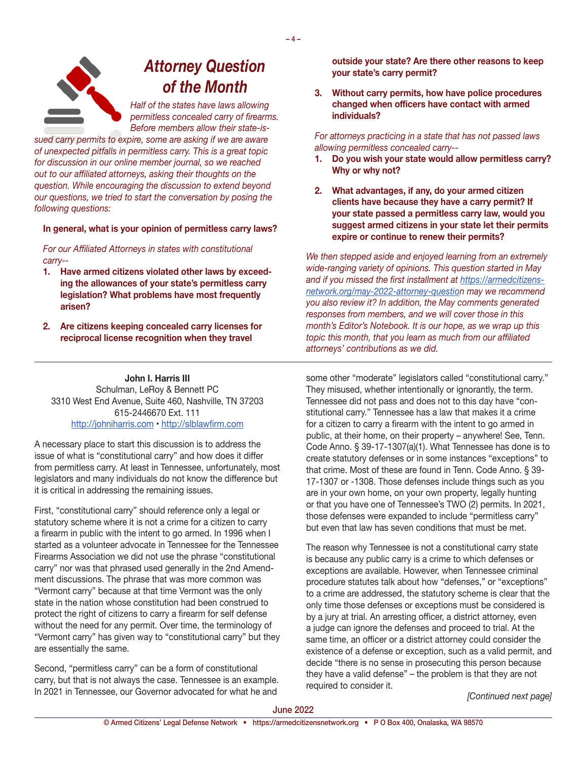# Attorney Question of the Month

*Half of the states have laws allowing permitless concealed carry of firearms. Before members allow their state-issued carry permits to expire, some are asking if we are aware of unexpected pitfalls in permitless carry. This is a great topic for discussion in our online member journal, so we reached out to our affiliated attorneys, asking their thoughts on the question. While encouraging the discussion to extend beyond our questions, we tried to start the conversation by posing the following questions:*

**In general, what is your opinion of permitless carry laws?**

*For our Affiliated Attorneys in states with constitutional carry--*

1. **Have armed citizens violated other laws by exceeding the allowances of your state's permitless carry legislation? What problems have most frequently arisen?**
2. **Are citizens keeping concealed carry licenses for reciprocal license recognition when they travel outside your state? Are there other reasons to keep your state's carry permit?**
3. **Without carry permits, how have police procedures changed when officers have contact with armed individuals?**

*For attorneys practicing in a state that has not passed laws allowing permitless concealed carry--*

1. **Do you wish your state would allow permitless carry? Why or why not?**
2. **What advantages, if any, do your armed citizen clients have because they have a carry permit? If your state passed a permitless carry law, would you suggest armed citizens in your state let their permits expire or continue to renew their permits?**

*We then stepped aside and enjoyed learning from an extremely wide-ranging variety of opinions. This question started in May and if you missed the first installment at [https://armedcitizensnetwork.org/may-2022-attorney-question](https://armedcitizensnetwork.org/may-2022-attorney-question) may we recommend you also review it? In addition, the May comments generated responses from members, and we will cover those in this month's Editor's Notebook. It is our hope, as we wrap up this topic this month, that you learn as much from our affiliated attorneys' contributions as we did.*

---

**John I. Harris III**
Schulman, LeRoy & Bennett PC
3310 West End Avenue, Suite 460, Nashville, TN 37203
615-2446670 Ext. 111
[http://johniharris.com](http://johniharris.com) • [http://slblawfirm.com](http://slblawfirm.com)

A necessary place to start this discussion is to address the issue of what is "constitutional carry" and how does it differ from permitless carry. At least in Tennessee, unfortunately, most legislators and many individuals do not know the difference but it is critical in addressing the remaining issues.

First, "constitutional carry" should reference only a legal or statutory scheme where it is not a crime for a citizen to carry a firearm in public with the intent to go armed. In 1996 when I started as a volunteer advocate in Tennessee for the Tennessee Firearms Association we did not use the phrase "constitutional carry" nor was that phrased used generally in the 2nd Amendment discussions. The phrase that was more common was "Vermont carry" because at that time Vermont was the only state in the nation whose constitution had been construed to protect the right of citizens to carry a firearm for self defense without the need for any permit. Over time, the terminology of "Vermont carry" has given way to "constitutional carry" but they are essentially the same.

Second, "permitless carry" can be a form of constitutional carry, but that is not always the case. Tennessee is an example. In 2021 in Tennessee, our Governor advocated for what he and some other "moderate" legislators called "constitutional carry." They misused, whether intentionally or ignorantly, the term. Tennessee did not pass and does not to this day have "constitutional carry." Tennessee has a law that makes it a crime for a citizen to carry a firearm with the intent to go armed in public, at their home, on their property – anywhere! See, Tenn. Code Anno. § 39-17-1307(a)(1). What Tennessee has done is to create statutory defenses or in some instances "exceptions" to that crime. Most of these are found in Tenn. Code Anno. § 39-17-1307 or -1308. Those defenses include things such as you are in your own home, on your own property, legally hunting or that you have one of Tennessee's TWO (2) permits. In 2021, those defenses were expanded to include "permitless carry" but even that law has seven conditions that must be met.

The reason why Tennessee is not a constitutional carry state is because any public carry is a crime to which defenses or exceptions are available. However, when Tennessee criminal procedure statutes talk about how "defenses," or "exceptions" to a crime are addressed, the statutory scheme is clear that the only time those defenses or exceptions must be considered is by a jury at trial. An arresting officer, a district attorney, even a judge can ignore the defenses and proceed to trial. At the same time, an officer or a district attorney could consider the existence of a defense or exception, such as a valid permit, and decide "there is no sense in prosecuting this person because they have a valid defense" – the problem is that they are not required to consider it.

*[Continued next page]*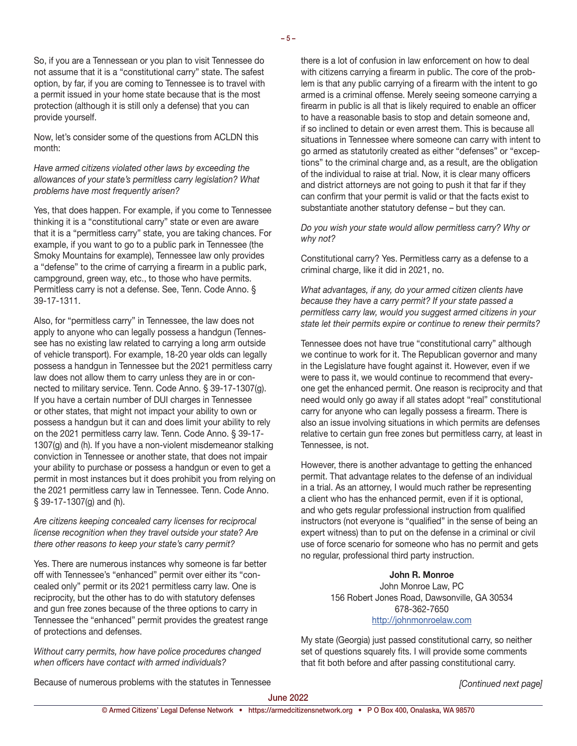So, if you are a Tennessean or you plan to visit Tennessee do not assume that it is a "constitutional carry" state. The safest option, by far, if you are coming to Tennessee is to travel with a permit issued in your home state because that is the most protection (although it is still only a defense) that you can provide yourself.

Now, let's consider some of the questions from ACLDN this month:

*Have armed citizens violated other laws by exceeding the allowances of your state's permitless carry legislation? What problems have most frequently arisen?*

Yes, that does happen. For example, if you come to Tennessee thinking it is a "constitutional carry" state or even are aware that it is a "permitless carry" state, you are taking chances. For example, if you want to go to a public park in Tennessee (the Smoky Mountains for example), Tennessee law only provides a "defense" to the crime of carrying a firearm in a public park, campground, green way, etc., to those who have permits. Permitless carry is not a defense. See, Tenn. Code Anno. § 39-17-1311.

Also, for "permitless carry" in Tennessee, the law does not apply to anyone who can legally possess a handgun (Tennessee has no existing law related to carrying a long arm outside of vehicle transport). For example, 18-20 year olds can legally possess a handgun in Tennessee but the 2021 permitless carry law does not allow them to carry unless they are in or connected to military service. Tenn. Code Anno. § 39-17-1307(g). If you have a certain number of DUI charges in Tennessee or other states, that might not impact your ability to own or possess a handgun but it can and does limit your ability to rely on the 2021 permitless carry law. Tenn. Code Anno. § 39-17-1307(g) and (h). If you have a non-violent misdemeanor stalking conviction in Tennessee or another state, that does not impair your ability to purchase or possess a handgun or even to get a permit in most instances but it does prohibit you from relying on the 2021 permitless carry law in Tennessee. Tenn. Code Anno. § 39-17-1307(g) and (h).

*Are citizens keeping concealed carry licenses for reciprocal license recognition when they travel outside your state? Are there other reasons to keep your state's carry permit?*

Yes. There are numerous instances why someone is far better off with Tennessee's "enhanced" permit over either its "concealed only" permit or its 2021 permitless carry law. One is reciprocity, but the other has to do with statutory defenses and gun free zones because of the three options to carry in Tennessee the "enhanced" permit provides the greatest range of protections and defenses.

*Without carry permits, how have police procedures changed when officers have contact with armed individuals?*

Because of numerous problems with the statutes in Tennessee there is a lot of confusion in law enforcement on how to deal with citizens carrying a firearm in public. The core of the problem is that any public carrying of a firearm with the intent to go armed is a criminal offense. Merely seeing someone carrying a firearm in public is all that is likely required to enable an officer to have a reasonable basis to stop and detain someone and, if so inclined to detain or even arrest them. This is because all situations in Tennessee where someone can carry with intent to go armed as statutorily created as either "defenses" or "exceptions" to the criminal charge and, as a result, are the obligation of the individual to raise at trial. Now, it is clear many officers and district attorneys are not going to push it that far if they can confirm that your permit is valid or that the facts exist to substantiate another statutory defense – but they can.

*Do you wish your state would allow permitless carry? Why or why not?*

Constitutional carry? Yes. Permitless carry as a defense to a criminal charge, like it did in 2021, no.

*What advantages, if any, do your armed citizen clients have because they have a carry permit? If your state passed a permitless carry law, would you suggest armed citizens in your state let their permits expire or continue to renew their permits?*

Tennessee does not have true "constitutional carry" although we continue to work for it. The Republican governor and many in the Legislature have fought against it. However, even if we were to pass it, we would continue to recommend that everyone get the enhanced permit. One reason is reciprocity and that need would only go away if all states adopt "real" constitutional carry for anyone who can legally possess a firearm. There is also an issue involving situations in which permits are defenses relative to certain gun free zones but permitless carry, at least in Tennessee, is not.

However, there is another advantage to getting the enhanced permit. That advantage relates to the defense of an individual in a trial. As an attorney, I would much rather be representing a client who has the enhanced permit, even if it is optional, and who gets regular professional instruction from qualified instructors (not everyone is "qualified" in the sense of being an expert witness) than to put on the defense in a criminal or civil use of force scenario for someone who has no permit and gets no regular, professional third party instruction.

**John R. Monroe**
John Monroe Law, PC
156 Robert Jones Road, Dawsonville, GA 30534
678-362-7650
http://johnmonroelaw.com

My state (Georgia) just passed constitutional carry, so neither set of questions squarely fits. I will provide some comments that fit both before and after passing constitutional carry.

*[Continued next page]*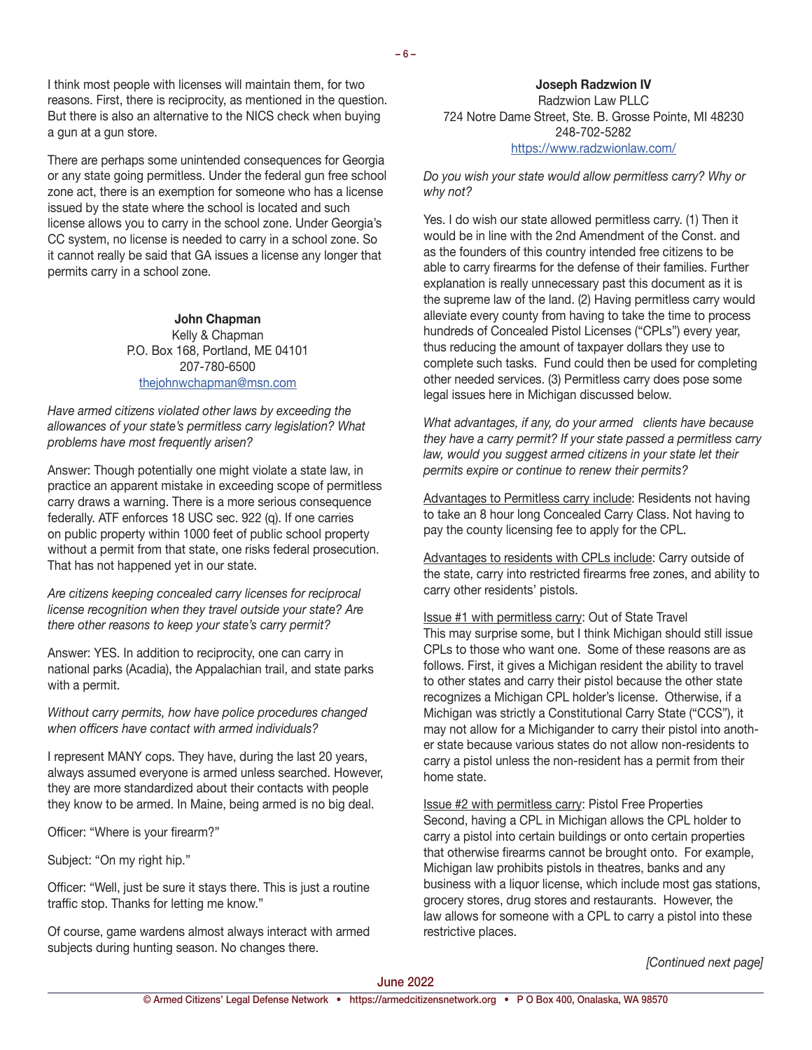I think most people with licenses will maintain them, for two reasons. First, there is reciprocity, as mentioned in the question. But there is also an alternative to the NICS check when buying a gun at a gun store.

There are perhaps some unintended consequences for Georgia or any state going permitless. Under the federal gun free school zone act, there is an exemption for someone who has a license issued by the state where the school is located and such license allows you to carry in the school zone. Under Georgia's CC system, no license is needed to carry in a school zone. So it cannot really be said that GA issues a license any longer that permits carry in a school zone.

**John Chapman**
Kelly & Chapman
P.O. Box 168, Portland, ME 04101
207-780-6500
thejohnwchapman@msn.com

*Have armed citizens violated other laws by exceeding the allowances of your state's permitless carry legislation? What problems have most frequently arisen?*

Answer: Though potentially one might violate a state law, in practice an apparent mistake in exceeding scope of permitless carry draws a warning. There is a more serious consequence federally. ATF enforces 18 USC sec. 922 (q). If one carries on public property within 1000 feet of public school property without a permit from that state, one risks federal prosecution. That has not happened yet in our state.

*Are citizens keeping concealed carry licenses for reciprocal license recognition when they travel outside your state? Are there other reasons to keep your state's carry permit?*

Answer: YES. In addition to reciprocity, one can carry in national parks (Acadia), the Appalachian trail, and state parks with a permit.

*Without carry permits, how have police procedures changed when officers have contact with armed individuals?*

I represent MANY cops. They have, during the last 20 years, always assumed everyone is armed unless searched. However, they are more standardized about their contacts with people they know to be armed. In Maine, being armed is no big deal.

Officer: "Where is your firearm?"

Subject: "On my right hip."

Officer: "Well, just be sure it stays there. This is just a routine traffic stop. Thanks for letting me know."

Of course, game wardens almost always interact with armed subjects during hunting season. No changes there.

**Joseph Radzwion IV**
Radzwion Law PLLC
724 Notre Dame Street, Ste. B. Grosse Pointe, MI 48230
248-702-5282
https://www.radzwionlaw.com/

*Do you wish your state would allow permitless carry? Why or why not?*

Yes. I do wish our state allowed permitless carry. (1) Then it would be in line with the 2nd Amendment of the Const. and as the founders of this country intended free citizens to be able to carry firearms for the defense of their families. Further explanation is really unnecessary past this document as it is the supreme law of the land. (2) Having permitless carry would alleviate every county from having to take the time to process hundreds of Concealed Pistol Licenses ("CPLs") every year, thus reducing the amount of taxpayer dollars they use to complete such tasks. Fund could then be used for completing other needed services. (3) Permitless carry does pose some legal issues here in Michigan discussed below.

*What advantages, if any, do your armed clients have because they have a carry permit? If your state passed a permitless carry law, would you suggest armed citizens in your state let their permits expire or continue to renew their permits?*

<u>Advantages to Permitless carry include</u>: Residents not having to take an 8 hour long Concealed Carry Class. Not having to pay the county licensing fee to apply for the CPL.

<u>Advantages to residents with CPLs include</u>: Carry outside of the state, carry into restricted firearms free zones, and ability to carry other residents' pistols.

<u>Issue #1 with permitless carry</u>: Out of State Travel
This may surprise some, but I think Michigan should still issue CPLs to those who want one. Some of these reasons are as follows. First, it gives a Michigan resident the ability to travel to other states and carry their pistol because the other state recognizes a Michigan CPL holder's license. Otherwise, if a Michigan was strictly a Constitutional Carry State ("CCS"), it may not allow for a Michigander to carry their pistol into another state because various states do not allow non-residents to carry a pistol unless the non-resident has a permit from their home state.

<u>Issue #2 with permitless carry</u>: Pistol Free Properties
Second, having a CPL in Michigan allows the CPL holder to carry a pistol into certain buildings or onto certain properties that otherwise firearms cannot be brought onto. For example, Michigan law prohibits pistols in theatres, banks and any business with a liquor license, which include most gas stations, grocery stores, drug stores and restaurants. However, the law allows for someone with a CPL to carry a pistol into these restrictive places.

*[Continued next page]*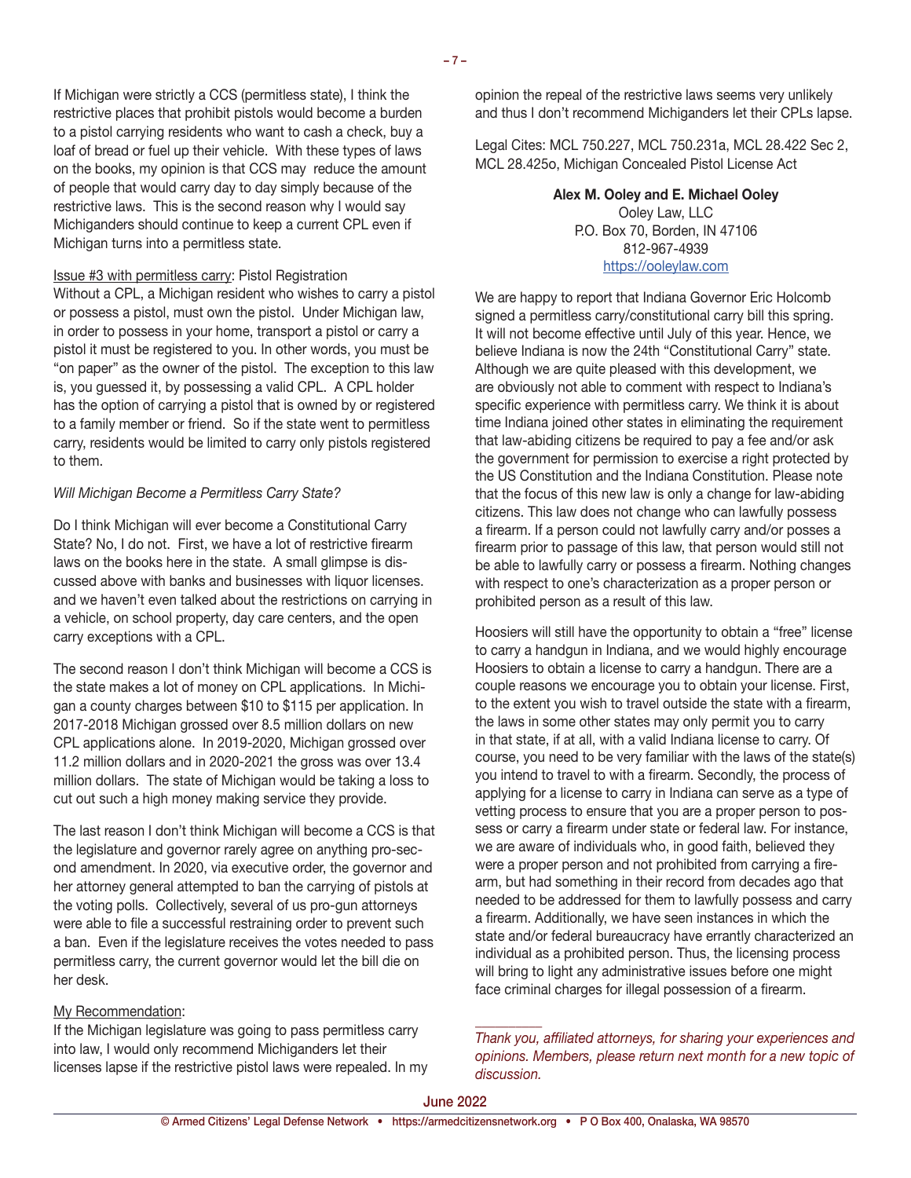If Michigan were strictly a CCS (permitless state), I think the restrictive places that prohibit pistols would become a burden to a pistol carrying residents who want to cash a check, buy a loaf of bread or fuel up their vehicle. With these types of laws on the books, my opinion is that CCS may reduce the amount of people that would carry day to day simply because of the restrictive laws. This is the second reason why I would say Michiganders should continue to keep a current CPL even if Michigan turns into a permitless state.

Issue #3 with permitless carry: Pistol Registration

Without a CPL, a Michigan resident who wishes to carry a pistol or possess a pistol, must own the pistol. Under Michigan law, in order to possess in your home, transport a pistol or carry a pistol it must be registered to you. In other words, you must be "on paper" as the owner of the pistol. The exception to this law is, you guessed it, by possessing a valid CPL. A CPL holder has the option of carrying a pistol that is owned by or registered to a family member or friend. So if the state went to permitless carry, residents would be limited to carry only pistols registered to them.

*Will Michigan Become a Permitless Carry State?*

Do I think Michigan will ever become a Constitutional Carry State? No, I do not. First, we have a lot of restrictive firearm laws on the books here in the state. A small glimpse is discussed above with banks and businesses with liquor licenses. and we haven't even talked about the restrictions on carrying in a vehicle, on school property, day care centers, and the open carry exceptions with a CPL.

The second reason I don't think Michigan will become a CCS is the state makes a lot of money on CPL applications. In Michigan a county charges between $10 to $115 per application. In 2017-2018 Michigan grossed over 8.5 million dollars on new CPL applications alone. In 2019-2020, Michigan grossed over 11.2 million dollars and in 2020-2021 the gross was over 13.4 million dollars. The state of Michigan would be taking a loss to cut out such a high money making service they provide.

The last reason I don't think Michigan will become a CCS is that the legislature and governor rarely agree on anything pro-second amendment. In 2020, via executive order, the governor and her attorney general attempted to ban the carrying of pistols at the voting polls. Collectively, several of us pro-gun attorneys were able to file a successful restraining order to prevent such a ban. Even if the legislature receives the votes needed to pass permitless carry, the current governor would let the bill die on her desk.

My Recommendation:

If the Michigan legislature was going to pass permitless carry into law, I would only recommend Michiganders let their licenses lapse if the restrictive pistol laws were repealed. In my opinion the repeal of the restrictive laws seems very unlikely and thus I don't recommend Michiganders let their CPLs lapse.

Legal Cites: MCL 750.227, MCL 750.231a, MCL 28.422 Sec 2, MCL 28.425o, Michigan Concealed Pistol License Act

**Alex M. Ooley and E. Michael Ooley**
Ooley Law, LLC
P.O. Box 70, Borden, IN 47106
812-967-4939
https://ooleylaw.com

We are happy to report that Indiana Governor Eric Holcomb signed a permitless carry/constitutional carry bill this spring. It will not become effective until July of this year. Hence, we believe Indiana is now the 24th "Constitutional Carry" state. Although we are quite pleased with this development, we are obviously not able to comment with respect to Indiana's specific experience with permitless carry. We think it is about time Indiana joined other states in eliminating the requirement that law-abiding citizens be required to pay a fee and/or ask the government for permission to exercise a right protected by the US Constitution and the Indiana Constitution. Please note that the focus of this new law is only a change for law-abiding citizens. This law does not change who can lawfully possess a firearm. If a person could not lawfully carry and/or posses a firearm prior to passage of this law, that person would still not be able to lawfully carry or possess a firearm. Nothing changes with respect to one's characterization as a proper person or prohibited person as a result of this law.

Hoosiers will still have the opportunity to obtain a "free" license to carry a handgun in Indiana, and we would highly encourage Hoosiers to obtain a license to carry a handgun. There are a couple reasons we encourage you to obtain your license. First, to the extent you wish to travel outside the state with a firearm, the laws in some other states may only permit you to carry in that state, if at all, with a valid Indiana license to carry. Of course, you need to be very familiar with the laws of the state(s) you intend to travel to with a firearm. Secondly, the process of applying for a license to carry in Indiana can serve as a type of vetting process to ensure that you are a proper person to possess or carry a firearm under state or federal law. For instance, we are aware of individuals who, in good faith, believed they were a proper person and not prohibited from carrying a firearm, but had something in their record from decades ago that needed to be addressed for them to lawfully possess and carry a firearm. Additionally, we have seen instances in which the state and/or federal bureaucracy have errantly characterized an individual as a prohibited person. Thus, the licensing process will bring to light any administrative issues before one might face criminal charges for illegal possession of a firearm.

*Thank you, affiliated attorneys, for sharing your experiences and opinions. Members, please return next month for a new topic of discussion.*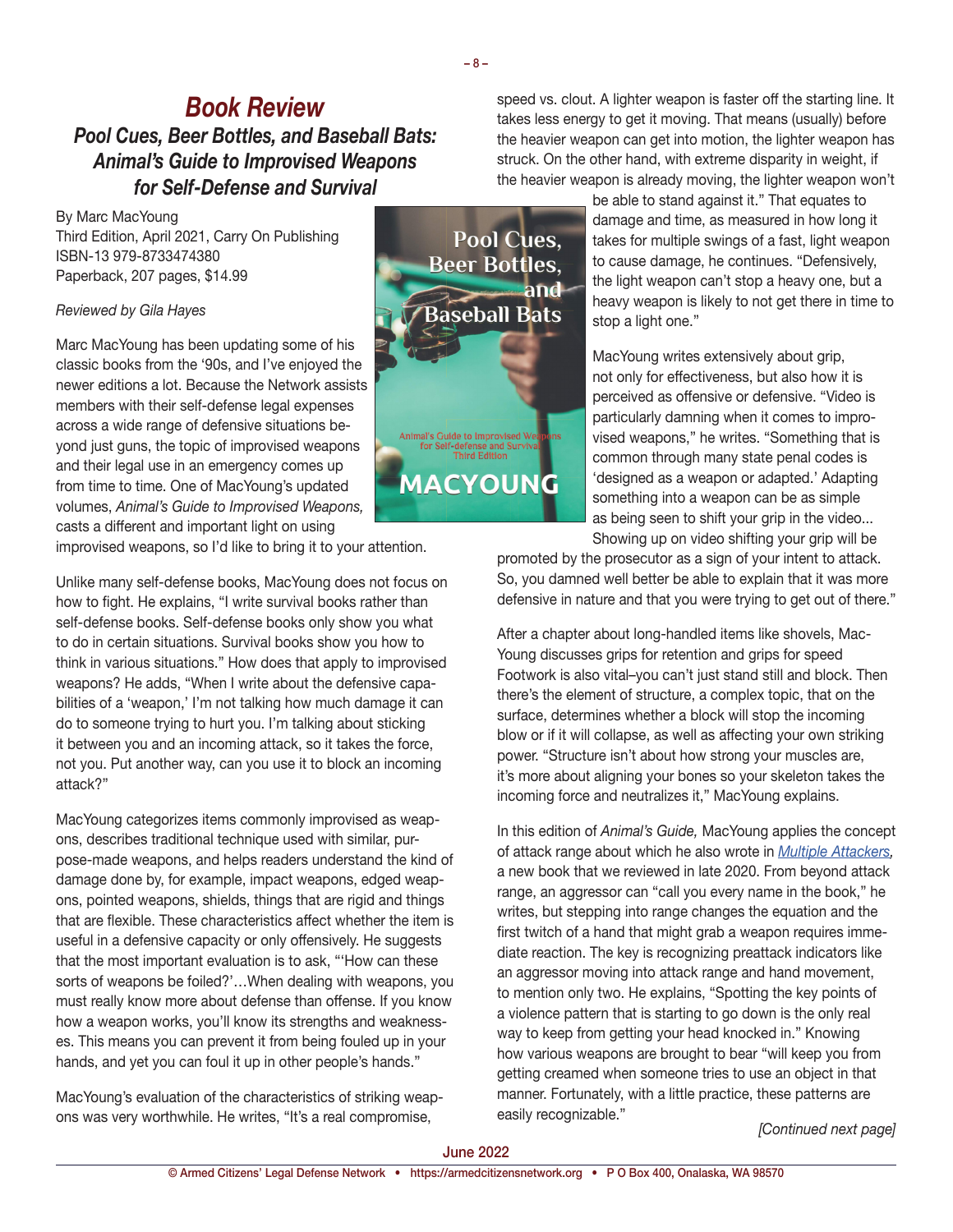# Book Review

## *Pool Cues, Beer Bottles, and Baseball Bats: Animal's Guide to Improvised Weapons for Self-Defense and Survival*

By Marc MacYoung
Third Edition, April 2021, Carry On Publishing
ISBN-13 979-8733474380
Paperback, 207 pages, $14.99

*Reviewed by Gila Hayes*

Marc MacYoung has been updating some of his classic books from the '90s, and I've enjoyed the newer editions a lot. Because the Network assists members with their self-defense legal expenses across a wide range of defensive situations beyond just guns, the topic of improvised weapons and their legal use in an emergency comes up from time to time. One of MacYoung's updated volumes, *Animal's Guide to Improvised Weapons,* casts a different and important light on using improvised weapons, so I'd like to bring it to your attention.

Unlike many self-defense books, MacYoung does not focus on how to fight. He explains, "I write survival books rather than self-defense books. Self-defense books only show you what to do in certain situations. Survival books show you how to think in various situations." How does that apply to improvised weapons? He adds, "When I write about the defensive capabilities of a 'weapon,' I'm not talking how much damage it can do to someone trying to hurt you. I'm talking about sticking it between you and an incoming attack, so it takes the force, not you. Put another way, can you use it to block an incoming attack?"

MacYoung categorizes items commonly improvised as weapons, describes traditional technique used with similar, purpose-made weapons, and helps readers understand the kind of damage done by, for example, impact weapons, edged weapons, pointed weapons, shields, things that are rigid and things that are flexible. These characteristics affect whether the item is useful in a defensive capacity or only offensively. He suggests that the most important evaluation is to ask, "'How can these sorts of weapons be foiled?'…When dealing with weapons, you must really know more about defense than offense. If you know how a weapon works, you'll know its strengths and weaknesses. This means you can prevent it from being fouled up in your hands, and yet you can foul it up in other people's hands."

MacYoung's evaluation of the characteristics of striking weapons was very worthwhile. He writes, "It's a real compromise, speed vs. clout. A lighter weapon is faster off the starting line. It takes less energy to get it moving. That means (usually) before the heavier weapon can get into motion, the lighter weapon has struck. On the other hand, with extreme disparity in weight, if the heavier weapon is already moving, the lighter weapon won't be able to stand against it." That equates to damage and time, as measured in how long it takes for multiple swings of a fast, light weapon to cause damage, he continues. "Defensively, the light weapon can't stop a heavy one, but a heavy weapon is likely to not get there in time to stop a light one."

MacYoung writes extensively about grip, not only for effectiveness, but also how it is perceived as offensive or defensive. "Video is particularly damning when it comes to improvised weapons," he writes. "Something that is common through many state penal codes is 'designed as a weapon or adapted.' Adapting something into a weapon can be as simple as being seen to shift your grip in the video... Showing up on video shifting your grip will be promoted by the prosecutor as a sign of your intent to attack. So, you damned well better be able to explain that it was more defensive in nature and that you were trying to get out of there."

After a chapter about long-handled items like shovels, MacYoung discusses grips for retention and grips for speed Footwork is also vital–you can't just stand still and block. Then there's the element of structure, a complex topic, that on the surface, determines whether a block will stop the incoming blow or if it will collapse, as well as affecting your own striking power. "Structure isn't about how strong your muscles are, it's more about aligning your bones so your skeleton takes the incoming force and neutralizes it," MacYoung explains.

In this edition of *Animal's Guide,* MacYoung applies the concept of attack range about which he also wrote in *Multiple Attackers,* a new book that we reviewed in late 2020. From beyond attack range, an aggressor can "call you every name in the book," he writes, but stepping into range changes the equation and the first twitch of a hand that might grab a weapon requires immediate reaction. The key is recognizing preattack indicators like an aggressor moving into attack range and hand movement, to mention only two. He explains, "Spotting the key points of a violence pattern that is starting to go down is the only real way to keep from getting your head knocked in." Knowing how various weapons are brought to bear "will keep you from getting creamed when someone tries to use an object in that manner. Fortunately, with a little practice, these patterns are easily recognizable."

*[Continued next page]*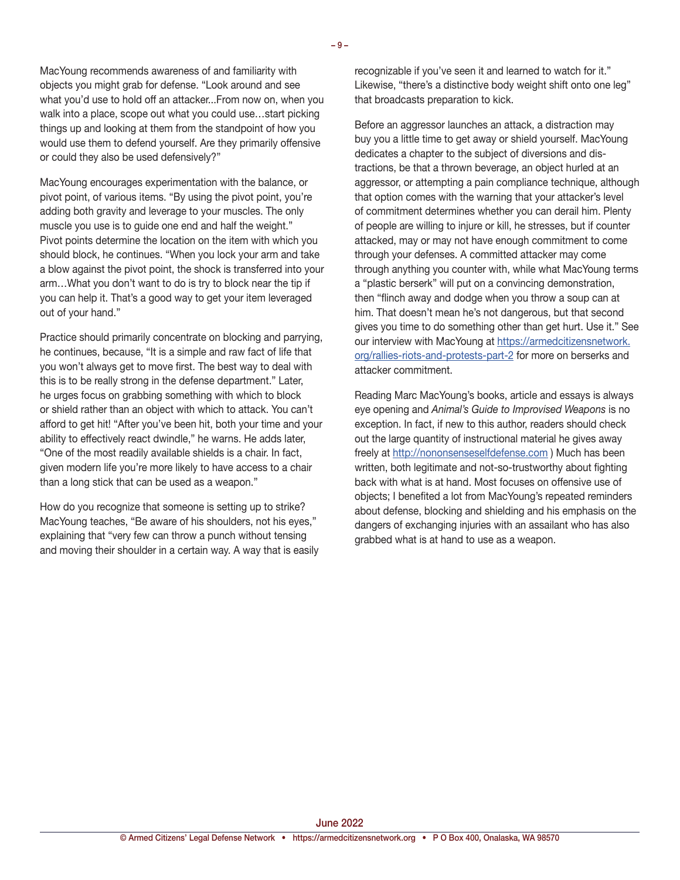MacYoung recommends awareness of and familiarity with objects you might grab for defense. "Look around and see what you'd use to hold off an attacker...From now on, when you walk into a place, scope out what you could use…start picking things up and looking at them from the standpoint of how you would use them to defend yourself. Are they primarily offensive or could they also be used defensively?"

MacYoung encourages experimentation with the balance, or pivot point, of various items. "By using the pivot point, you're adding both gravity and leverage to your muscles. The only muscle you use is to guide one end and half the weight." Pivot points determine the location on the item with which you should block, he continues. "When you lock your arm and take a blow against the pivot point, the shock is transferred into your arm…What you don't want to do is try to block near the tip if you can help it. That's a good way to get your item leveraged out of your hand."

Practice should primarily concentrate on blocking and parrying, he continues, because, "It is a simple and raw fact of life that you won't always get to move first. The best way to deal with this is to be really strong in the defense department." Later, he urges focus on grabbing something with which to block or shield rather than an object with which to attack. You can't afford to get hit! "After you've been hit, both your time and your ability to effectively react dwindle," he warns. He adds later, "One of the most readily available shields is a chair. In fact, given modern life you're more likely to have access to a chair than a long stick that can be used as a weapon."

How do you recognize that someone is setting up to strike? MacYoung teaches, "Be aware of his shoulders, not his eyes," explaining that "very few can throw a punch without tensing and moving their shoulder in a certain way. A way that is easily recognizable if you've seen it and learned to watch for it." Likewise, "there's a distinctive body weight shift onto one leg" that broadcasts preparation to kick.

Before an aggressor launches an attack, a distraction may buy you a little time to get away or shield yourself. MacYoung dedicates a chapter to the subject of diversions and distractions, be that a thrown beverage, an object hurled at an aggressor, or attempting a pain compliance technique, although that option comes with the warning that your attacker's level of commitment determines whether you can derail him. Plenty of people are willing to injure or kill, he stresses, but if counter attacked, may or may not have enough commitment to come through your defenses. A committed attacker may come through anything you counter with, while what MacYoung terms a "plastic berserk" will put on a convincing demonstration, then "flinch away and dodge when you throw a soup can at him. That doesn't mean he's not dangerous, but that second gives you time to do something other than get hurt. Use it." See our interview with MacYoung at https://armedcitizensnetwork.org/rallies-riots-and-protests-part-2 for more on berserks and attacker commitment.

Reading Marc MacYoung's books, article and essays is always eye opening and *Animal's Guide to Improvised Weapons* is no exception. In fact, if new to this author, readers should check out the large quantity of instructional material he gives away freely at http://nononsenseselfdefense.com ) Much has been written, both legitimate and not-so-trustworthy about fighting back with what is at hand. Most focuses on offensive use of objects; I benefited a lot from MacYoung's repeated reminders about defense, blocking and shielding and his emphasis on the dangers of exchanging injuries with an assailant who has also grabbed what is at hand to use as a weapon.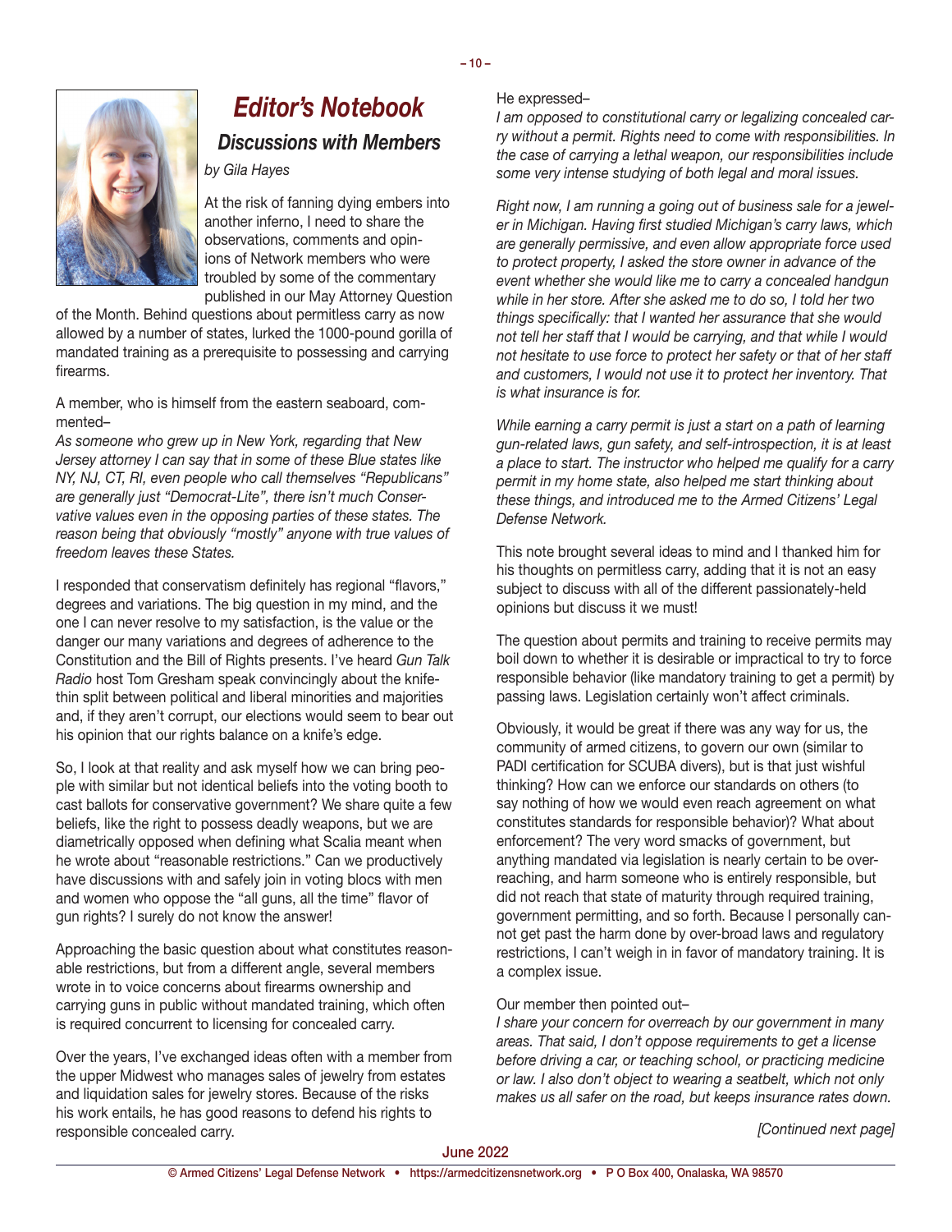## *Editor's Notebook*

### *Discussions with Members*

*by Gila Hayes*

At the risk of fanning dying embers into another inferno, I need to share the observations, comments and opinions of Network members who were troubled by some of the commentary published in our May Attorney Question of the Month. Behind questions about permitless carry as now allowed by a number of states, lurked the 1000-pound gorilla of mandated training as a prerequisite to possessing and carrying firearms.

A member, who is himself from the eastern seaboard, commented–

*As someone who grew up in New York, regarding that New Jersey attorney I can say that in some of these Blue states like NY, NJ, CT, RI, even people who call themselves "Republicans" are generally just "Democrat-Lite", there isn't much Conservative values even in the opposing parties of these states. The reason being that obviously "mostly" anyone with true values of freedom leaves these States.*

I responded that conservatism definitely has regional "flavors," degrees and variations. The big question in my mind, and the one I can never resolve to my satisfaction, is the value or the danger our many variations and degrees of adherence to the Constitution and the Bill of Rights presents. I've heard *Gun Talk Radio* host Tom Gresham speak convincingly about the knife-thin split between political and liberal minorities and majorities and, if they aren't corrupt, our elections would seem to bear out his opinion that our rights balance on a knife's edge.

So, I look at that reality and ask myself how we can bring people with similar but not identical beliefs into the voting booth to cast ballots for conservative government? We share quite a few beliefs, like the right to possess deadly weapons, but we are diametrically opposed when defining what Scalia meant when he wrote about "reasonable restrictions." Can we productively have discussions with and safely join in voting blocs with men and women who oppose the "all guns, all the time" flavor of gun rights? I surely do not know the answer!

Approaching the basic question about what constitutes reasonable restrictions, but from a different angle, several members wrote in to voice concerns about firearms ownership and carrying guns in public without mandated training, which often is required concurrent to licensing for concealed carry.

Over the years, I've exchanged ideas often with a member from the upper Midwest who manages sales of jewelry from estates and liquidation sales for jewelry stores. Because of the risks his work entails, he has good reasons to defend his rights to responsible concealed carry.

He expressed–

*I am opposed to constitutional carry or legalizing concealed carry without a permit. Rights need to come with responsibilities. In the case of carrying a lethal weapon, our responsibilities include some very intense studying of both legal and moral issues.*

*Right now, I am running a going out of business sale for a jeweler in Michigan. Having first studied Michigan's carry laws, which are generally permissive, and even allow appropriate force used to protect property, I asked the store owner in advance of the event whether she would like me to carry a concealed handgun while in her store. After she asked me to do so, I told her two things specifically: that I wanted her assurance that she would not tell her staff that I would be carrying, and that while I would not hesitate to use force to protect her safety or that of her staff and customers, I would not use it to protect her inventory. That is what insurance is for.*

*While earning a carry permit is just a start on a path of learning gun-related laws, gun safety, and self-introspection, it is at least a place to start. The instructor who helped me qualify for a carry permit in my home state, also helped me start thinking about these things, and introduced me to the Armed Citizens' Legal Defense Network.*

This note brought several ideas to mind and I thanked him for his thoughts on permitless carry, adding that it is not an easy subject to discuss with all of the different passionately-held opinions but discuss it we must!

The question about permits and training to receive permits may boil down to whether it is desirable or impractical to try to force responsible behavior (like mandatory training to get a permit) by passing laws. Legislation certainly won't affect criminals.

Obviously, it would be great if there was any way for us, the community of armed citizens, to govern our own (similar to PADI certification for SCUBA divers), but is that just wishful thinking? How can we enforce our standards on others (to say nothing of how we would even reach agreement on what constitutes standards for responsible behavior)? What about enforcement? The very word smacks of government, but anything mandated via legislation is nearly certain to be over-reaching, and harm someone who is entirely responsible, but did not reach that state of maturity through required training, government permitting, and so forth. Because I personally cannot get past the harm done by over-broad laws and regulatory restrictions, I can't weigh in in favor of mandatory training. It is a complex issue.

Our member then pointed out–

*I share your concern for overreach by our government in many areas. That said, I don't oppose requirements to get a license before driving a car, or teaching school, or practicing medicine or law. I also don't object to wearing a seatbelt, which not only makes us all safer on the road, but keeps insurance rates down.*

*[Continued next page]*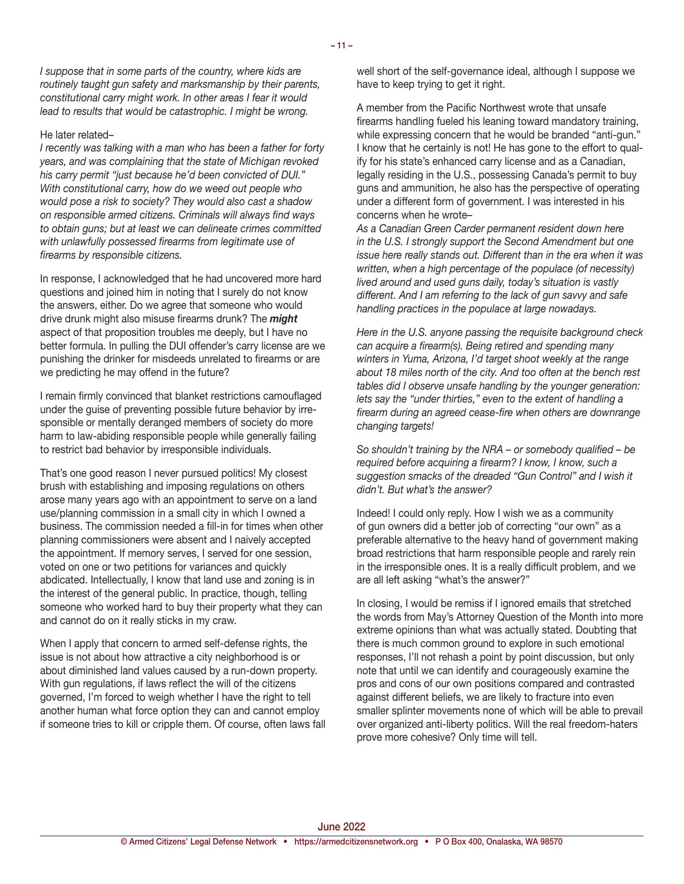*I suppose that in some parts of the country, where kids are routinely taught gun safety and marksmanship by their parents, constitutional carry might work. In other areas I fear it would lead to results that would be catastrophic. I might be wrong.*

He later related–

*I recently was talking with a man who has been a father for forty years, and was complaining that the state of Michigan revoked his carry permit "just because he'd been convicted of DUI." With constitutional carry, how do we weed out people who would pose a risk to society? They would also cast a shadow on responsible armed citizens. Criminals will always find ways to obtain guns; but at least we can delineate crimes committed with unlawfully possessed firearms from legitimate use of firearms by responsible citizens.*

In response, I acknowledged that he had uncovered more hard questions and joined him in noting that I surely do not know the answers, either. Do we agree that someone who would drive drunk might also misuse firearms drunk? The ***might*** aspect of that proposition troubles me deeply, but I have no better formula. In pulling the DUI offender's carry license are we punishing the drinker for misdeeds unrelated to firearms or are we predicting he may offend in the future?

I remain firmly convinced that blanket restrictions camouflaged under the guise of preventing possible future behavior by irresponsible or mentally deranged members of society do more harm to law-abiding responsible people while generally failing to restrict bad behavior by irresponsible individuals.

That's one good reason I never pursued politics! My closest brush with establishing and imposing regulations on others arose many years ago with an appointment to serve on a land use/planning commission in a small city in which I owned a business. The commission needed a fill-in for times when other planning commissioners were absent and I naively accepted the appointment. If memory serves, I served for one session, voted on one or two petitions for variances and quickly abdicated. Intellectually, I know that land use and zoning is in the interest of the general public. In practice, though, telling someone who worked hard to buy their property what they can and cannot do on it really sticks in my craw.

When I apply that concern to armed self-defense rights, the issue is not about how attractive a city neighborhood is or about diminished land values caused by a run-down property. With gun regulations, if laws reflect the will of the citizens governed, I'm forced to weigh whether I have the right to tell another human what force option they can and cannot employ if someone tries to kill or cripple them. Of course, often laws fall well short of the self-governance ideal, although I suppose we have to keep trying to get it right.

A member from the Pacific Northwest wrote that unsafe firearms handling fueled his leaning toward mandatory training, while expressing concern that he would be branded "anti-gun." I know that he certainly is not! He has gone to the effort to qualify for his state's enhanced carry license and as a Canadian, legally residing in the U.S., possessing Canada's permit to buy guns and ammunition, he also has the perspective of operating under a different form of government. I was interested in his concerns when he wrote–

*As a Canadian Green Carder permanent resident down here in the U.S. I strongly support the Second Amendment but one issue here really stands out. Different than in the era when it was written, when a high percentage of the populace (of necessity) lived around and used guns daily, today's situation is vastly different. And I am referring to the lack of gun savvy and safe handling practices in the populace at large nowadays.*

*Here in the U.S. anyone passing the requisite background check can acquire a firearm(s). Being retired and spending many winters in Yuma, Arizona, I'd target shoot weekly at the range about 18 miles north of the city. And too often at the bench rest tables did I observe unsafe handling by the younger generation: lets say the "under thirties," even to the extent of handling a firearm during an agreed cease-fire when others are downrange changing targets!*

*So shouldn't training by the NRA – or somebody qualified – be required before acquiring a firearm? I know, I know, such a suggestion smacks of the dreaded "Gun Control" and I wish it didn't. But what's the answer?*

Indeed! I could only reply. How I wish we as a community of gun owners did a better job of correcting "our own" as a preferable alternative to the heavy hand of government making broad restrictions that harm responsible people and rarely rein in the irresponsible ones. It is a really difficult problem, and we are all left asking "what's the answer?"

In closing, I would be remiss if I ignored emails that stretched the words from May's Attorney Question of the Month into more extreme opinions than what was actually stated. Doubting that there is much common ground to explore in such emotional responses, I'll not rehash a point by point discussion, but only note that until we can identify and courageously examine the pros and cons of our own positions compared and contrasted against different beliefs, we are likely to fracture into even smaller splinter movements none of which will be able to prevail over organized anti-liberty politics. Will the real freedom-haters prove more cohesive? Only time will tell.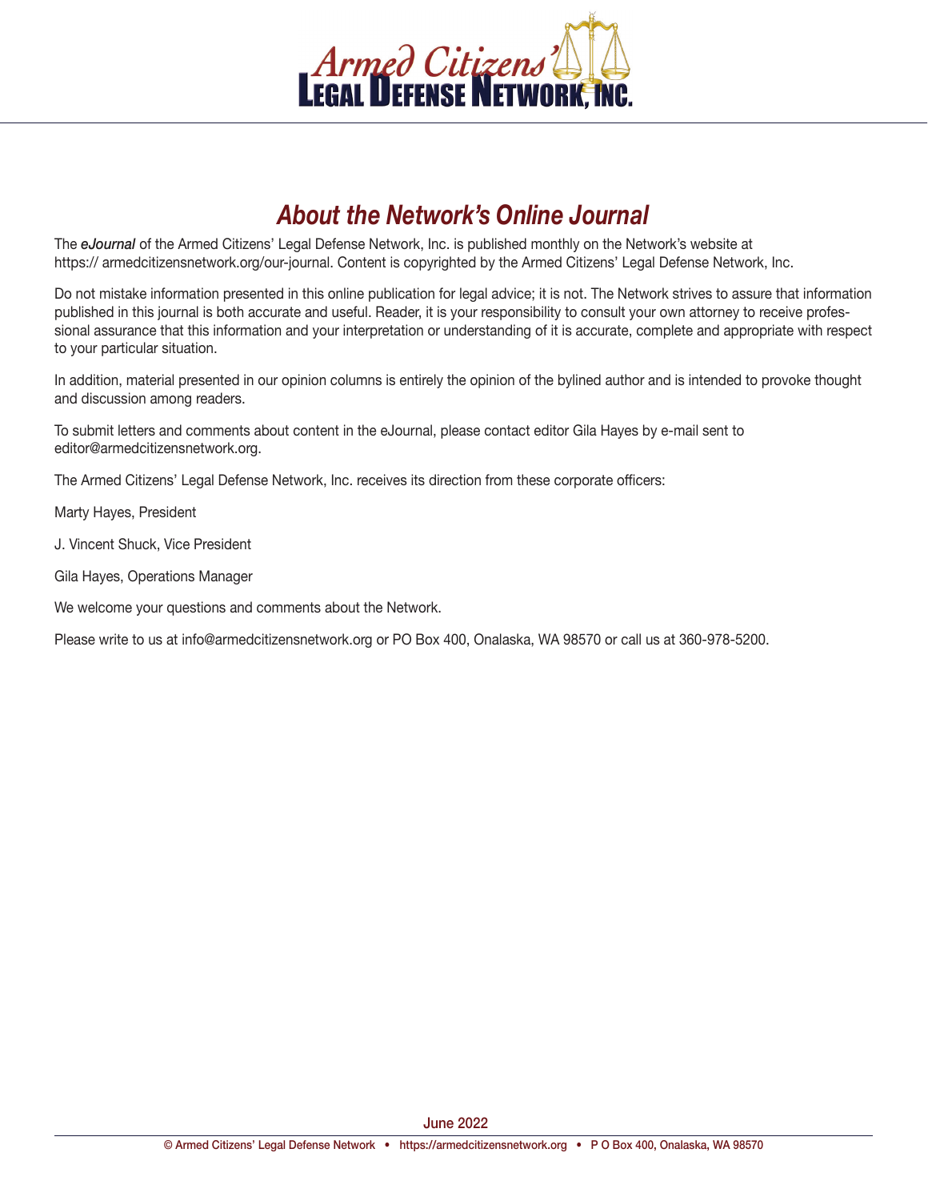# About the Network's Online Journal

The ***eJournal*** of the Armed Citizens' Legal Defense Network, Inc. is published monthly on the Network's website at https:// armedcitizensnetwork.org/our-journal. Content is copyrighted by the Armed Citizens' Legal Defense Network, Inc.

Do not mistake information presented in this online publication for legal advice; it is not. The Network strives to assure that information published in this journal is both accurate and useful. Reader, it is your responsibility to consult your own attorney to receive professional assurance that this information and your interpretation or understanding of it is accurate, complete and appropriate with respect to your particular situation.

In addition, material presented in our opinion columns is entirely the opinion of the bylined author and is intended to provoke thought and discussion among readers.

To submit letters and comments about content in the eJournal, please contact editor Gila Hayes by e-mail sent to editor@armedcitizensnetwork.org.

The Armed Citizens' Legal Defense Network, Inc. receives its direction from these corporate officers:

Marty Hayes, President

J. Vincent Shuck, Vice President

Gila Hayes, Operations Manager

We welcome your questions and comments about the Network.

Please write to us at info@armedcitizensnetwork.org or PO Box 400, Onalaska, WA 98570 or call us at 360-978-5200.